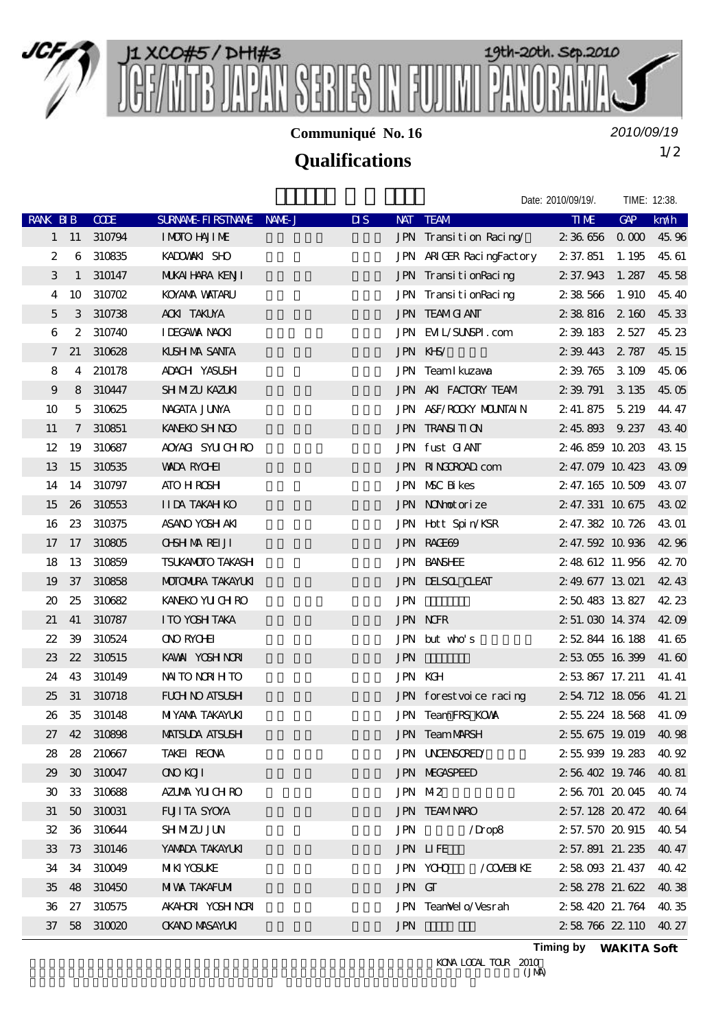# J1 XCO#5 / DHI#3
# JCF/MTB JAPAN SERIES IN FUJIMI PANORAMA

19th-20th. Sep.2010

**Communiqué No. 16**

*2010/09/19*

## Qualifications

Date: 2010/09/19/. TIME: 12:38.

| RANK | BIB | CODE | SURNAME-FIRSTNAME | NAME-J | DIS | NAT | TEAM | TIME | GAP | km/h |
|---|---|---|---|---|---|---|---|---|---|---|
| 1 | 11 | 310794 | IMOTO HAJIME | | | JPN | Transition Racing/ | 2:36.656 | 0.000 | 45.96 |
| 2 | 6 | 310835 | KADOWAKI SHO | | | JPN | ARIGER RacingFactory | 2:37.851 | 1.195 | 45.61 |
| 3 | 1 | 310147 | MUKAIHARA KENJI | | | JPN | TransitionRacing | 2:37.943 | 1.287 | 45.58 |
| 4 | 10 | 310702 | KOYAMA WATARU | | | JPN | TransitionRacing | 2:38.566 | 1.910 | 45.40 |
| 5 | 3 | 310738 | AOKI TAKUYA | | | JPN | TEAM GIANT | 2:38.816 | 2.160 | 45.33 |
| 6 | 2 | 310740 | IDEGAWA NAOKI | | | JPN | EVIL/SUNSPI.com | 2:39.183 | 2.527 | 45.23 |
| 7 | 21 | 310628 | KUSHIMA SANTA | | | JPN | KHS/ | 2:39.443 | 2.787 | 45.15 |
| 8 | 4 | 210178 | ADACHI YASUSHI | | | JPN | TeamIkuzawa | 2:39.765 | 3.109 | 45.06 |
| 9 | 8 | 310447 | SHIMIZU KAZUKI | | | JPN | AKI FACTORY TEAM | 2:39.791 | 3.135 | 45.05 |
| 10 | 5 | 310625 | NAGATA JUNYA | | | JPN | A&F/ROCKY MOUNTAIN | 2:41.875 | 5.219 | 44.47 |
| 11 | 7 | 310851 | KANEKO SHINGO | | | JPN | TRANSITION | 2:45.893 | 9.237 | 43.40 |
| 12 | 19 | 310687 | AOYAGI SYUICHIRO | | | JPN | fust GIANT | 2:46.859 | 10.203 | 43.15 |
| 13 | 15 | 310535 | WADA RYOHEI | | | JPN | RINGOROAD.com | 2:47.079 | 10.423 | 43.09 |
| 14 | 14 | 310797 | ATO HIROSHI | | | JPN | MSC Bikes | 2:47.165 | 10.509 | 43.07 |
| 15 | 26 | 310553 | IIDA TAKAHIKO | | | JPN | NONmotorize | 2:47.331 | 10.675 | 43.02 |
| 16 | 23 | 310375 | ASANO YOSHIAKI | | | JPN | Hott Spin/KSR | 2:47.382 | 10.726 | 43.01 |
| 17 | 17 | 310805 | OHSHIMA REIJI | | | JPN | RAGE69 | 2:47.592 | 10.936 | 42.96 |
| 18 | 13 | 310859 | TSUKAMOTO TAKASHI | | | JPN | BANSHEE | 2:48.612 | 11.956 | 42.70 |
| 19 | 37 | 310858 | MOTOMURA TAKAYUKI | | | JPN | DELSOL CLEAT | 2:49.677 | 13.021 | 42.43 |
| 20 | 25 | 310682 | KANEKO YUICHIRO | | | JPN | | 2:50.483 | 13.827 | 42.23 |
| 21 | 41 | 310787 | ITO YOSHITAKA | | | JPN | NCFR | 2:51.030 | 14.374 | 42.09 |
| 22 | 39 | 310524 | ONO RYOHEI | | | JPN | but who's | 2:52.844 | 16.188 | 41.65 |
| 23 | 22 | 310515 | KAWAI YOSHINORI | | | JPN | | 2:53.055 | 16.399 | 41.60 |
| 24 | 43 | 310149 | NAITO NORIHITO | | | JPN | KGH | 2:53.867 | 17.211 | 41.41 |
| 25 | 31 | 310718 | FUCHINO ATSUSHI | | | JPN | forestvoice racing | 2:54.712 | 18.056 | 41.21 |
| 26 | 35 | 310148 | MIYAMA TAKAYUKI | | | JPN | Team FRS KOWA | 2:55.224 | 18.568 | 41.09 |
| 27 | 42 | 310898 | MATSUDA ATSUSHI | | | JPN | Team MARSH | 2:55.675 | 19.019 | 40.98 |
| 28 | 28 | 210667 | TAKEI REONA | | | JPN | UNCENSORED/ | 2:55.939 | 19.283 | 40.92 |
| 29 | 30 | 310047 | ONO KOJI | | | JPN | MEGASPEED | 2:56.402 | 19.746 | 40.81 |
| 30 | 33 | 310688 | AZUMA YUICHIRO | | | JPN | M2 | 2:56.701 | 20.045 | 40.74 |
| 31 | 50 | 310031 | FUJITA SYOYA | | | JPN | TEAM NARO | 2:57.128 | 20.472 | 40.64 |
| 32 | 36 | 310644 | SHIMIZU JUN | | | JPN | /Drop8 | 2:57.570 | 20.915 | 40.54 |
| 33 | 73 | 310146 | YAMADA TAKAYUKI | | | JPN | LIFE | 2:57.891 | 21.235 | 40.47 |
| 34 | 34 | 310049 | MIKI YOSUKE | | | JPN | YOHO /COVEBIKE | 2:58.093 | 21.437 | 40.42 |
| 35 | 48 | 310450 | MIWA TAKAFUMI | | | JPN | GT | 2:58.278 | 21.622 | 40.38 |
| 36 | 27 | 310575 | AKAHORI YOSHINORI | | | JPN | TeamVelo/Vesrah | 2:58.420 | 21.764 | 40.35 |
| 37 | 58 | 310020 | OKANO MASAYUKI | | | JPN | | 2:58.766 | 22.110 | 40.27 |

**Timing by WAKITA Soft**

KONA LOCAL TOUR 2010
(JMA)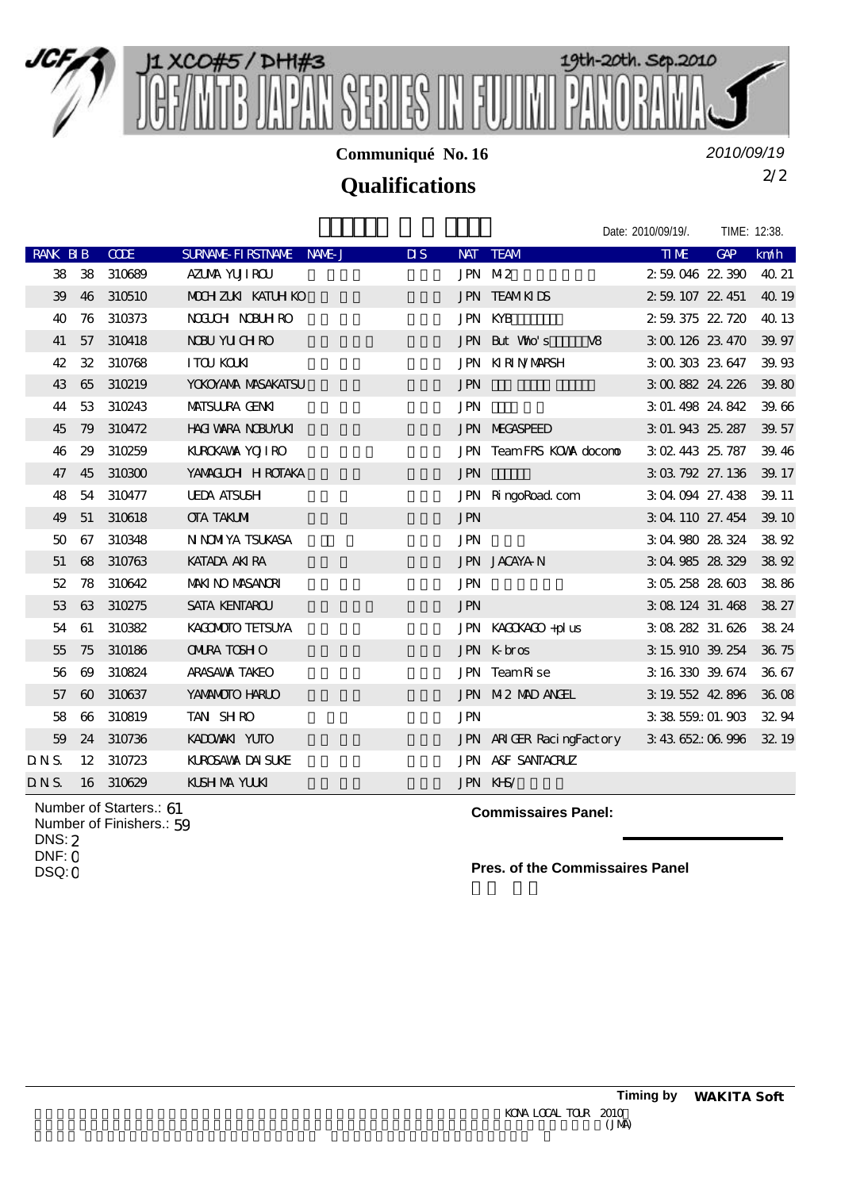J1 XCO#5 / DHI#3 — JCF/MTB JAPAN SERIES IN FUJIMI PANORAMA — 19th-20th. Sep.2010

**Communiqué No. 16**

*2010/09/19*

# Qualifications

Date: 2010/09/19/. TIME: 12:38.

| RANK | BIB | CODE | SURNAME-FIRSTNAME | NAME-J | DIS | NAT | TEAM | TIME | GAP | km/h |
|---|---|---|---|---|---|---|---|---|---|---|
| 38 | 38 | 310689 | AZUMA YUJIROU | | | JPN | M-2 | 2:59.046 | 22.390 | 40.21 |
| 39 | 46 | 310510 | MOCHIZUKI KATUHIKO | | | JPN | TEAM KIDS | 2:59.107 | 22.451 | 40.19 |
| 40 | 76 | 310373 | NOGUCHI NOBUHIRO | | | JPN | KYB | 2:59.375 | 22.720 | 40.13 |
| 41 | 57 | 310418 | NOBU YUICHIRO | | | JPN | But Who's V8 | 3:00.126 | 23.470 | 39.97 |
| 42 | 32 | 310768 | ITOU KOUKI | | | JPN | KIRIN/MARSH | 3:00.303 | 23.647 | 39.93 |
| 43 | 65 | 310219 | YOKOYAMA MASAKATSU | | | JPN | | 3:00.882 | 24.226 | 39.80 |
| 44 | 53 | 310243 | MATSUURA GENKI | | | JPN | | 3:01.498 | 24.842 | 39.66 |
| 45 | 79 | 310472 | HAGIWARA NOBUYUKI | | | JPN | MEGASPEED | 3:01.943 | 25.287 | 39.57 |
| 46 | 29 | 310259 | KUROKAWA YOJIRO | | | JPN | Team FRS KOWA docomo | 3:02.443 | 25.787 | 39.46 |
| 47 | 45 | 310300 | YAMAGUCHI HIROTAKA | | | JPN | | 3:03.792 | 27.136 | 39.17 |
| 48 | 54 | 310477 | UEDA ATSUSHI | | | JPN | RingoRoad.com | 3:04.094 | 27.438 | 39.11 |
| 49 | 51 | 310618 | OTA TAKUMI | | | JPN | | 3:04.110 | 27.454 | 39.10 |
| 50 | 67 | 310348 | NINOMIYA TSUKASA | | | JPN | | 3:04.980 | 28.324 | 38.92 |
| 51 | 68 | 310763 | KATADA AKIRA | | | JPN | JACAYA-N | 3:04.985 | 28.329 | 38.92 |
| 52 | 78 | 310642 | MAKINO MASANORI | | | JPN | | 3:05.258 | 28.603 | 38.86 |
| 53 | 63 | 310275 | SATA KENTAROU | | | JPN | | 3:08.124 | 31.468 | 38.27 |
| 54 | 61 | 310382 | KAGOMOTO TETSUYA | | | JPN | KAGOKAGO +plus | 3:08.282 | 31.626 | 38.24 |
| 55 | 75 | 310186 | OMURA TOSHIO | | | JPN | K-bros | 3:15.910 | 39.254 | 36.75 |
| 56 | 69 | 310824 | ARASAWA TAKEO | | | JPN | Team Rise | 3:16.330 | 39.674 | 36.67 |
| 57 | 60 | 310637 | YAMAMOTO HARUO | | | JPN | M-2 MAD ANGEL | 3:19.552 | 42.896 | 36.08 |
| 58 | 66 | 310819 | TANI SHIRO | | | JPN | | 3:38.559 | 1:01.903 | 32.94 |
| 59 | 24 | 310736 | KADOWAKI YUTO | | | JPN | ARIGER RacingFactory | 3:43.652 | 1:06.996 | 32.19 |
| D.N.S. | 12 | 310723 | KUROSAWA DAISUKE | | | JPN | A&F SANTACRUZ | | | |
| D.N.S. | 16 | 310629 | KUSHIMA YUUKI | | | JPN | KHS/ | | | |

Number of Starters.: 61
Number of Finishers.: 59
DNS: 2
DNF: 0
DSQ: 0

**Commissaires Panel:**

**Pres. of the Commissaires Panel**

Timing by **WAKITA Soft**

KONA LOCAL TOUR 2010
(JMA)